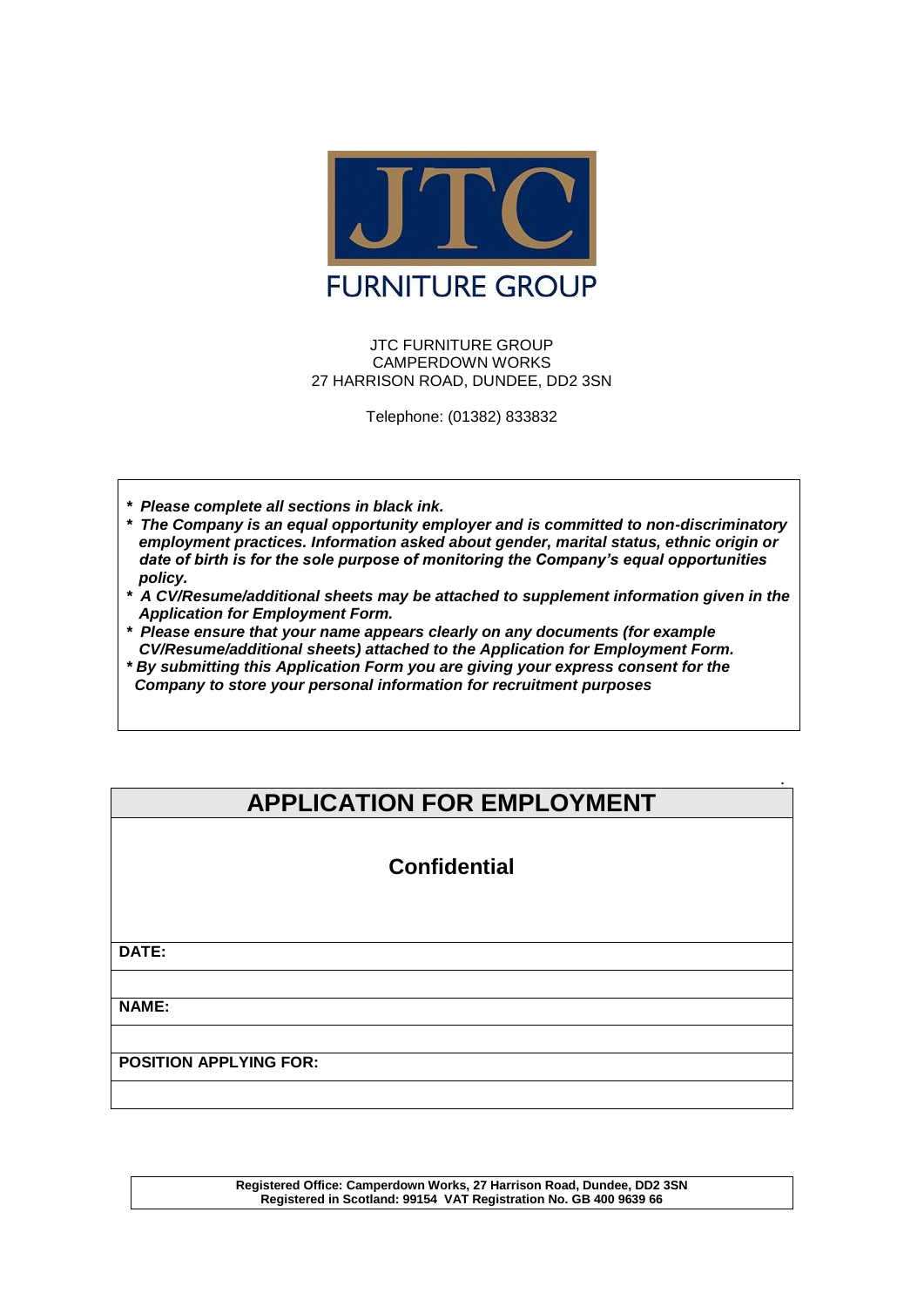JTC

FURNITURE GROUP

JTC FURNITURE GROUP
CAMPERDOWN WORKS
27 HARRISON ROAD, DUNDEE, DD2 3SN

Telephone: (01382) 833832

- ***Please complete all sections in black ink.***
- ***The Company is an equal opportunity employer and is committed to non-discriminatory employment practices. Information asked about gender, marital status, ethnic origin or date of birth is for the sole purpose of monitoring the Company's equal opportunities policy.***
- ***A CV/Resume/additional sheets may be attached to supplement information given in the Application for Employment Form.***
- ***Please ensure that your name appears clearly on any documents (for example CV/Resume/additional sheets) attached to the Application for Employment Form.***
- ***By submitting this Application Form you are giving your express consent for the Company to store your personal information for recruitment purposes***

# APPLICATION FOR EMPLOYMENT

## Confidential

| |
|---|
| **DATE:** |
| |
| **NAME:** |
| |
| **POSITION APPLYING FOR:** |
| |

**Registered Office: Camperdown Works, 27 Harrison Road, Dundee, DD2 3SN**
**Registered in Scotland: 99154 VAT Registration No. GB 400 9639 66**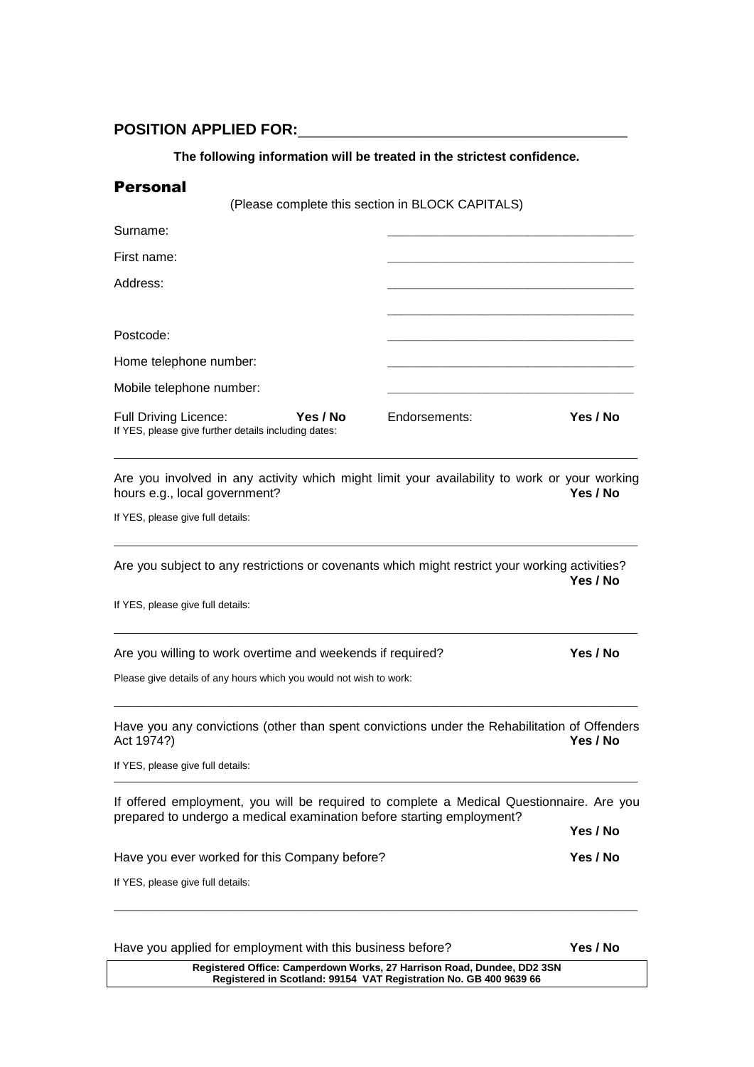**POSITION APPLIED FOR:**\_\_\_\_\_\_\_\_\_\_\_\_\_\_\_\_\_\_\_\_\_\_\_\_\_\_\_\_\_\_\_\_\_\_\_\_\_\_\_\_

**The following information will be treated in the strictest confidence.**

## Personal

(Please complete this section in BLOCK CAPITALS)

Surname: \_\_\_\_\_\_\_\_\_\_\_\_\_\_\_\_\_\_\_\_\_\_\_\_\_\_\_\_\_\_\_\_\_\_\_\_

First name: \_\_\_\_\_\_\_\_\_\_\_\_\_\_\_\_\_\_\_\_\_\_\_\_\_\_\_\_\_\_\_\_\_\_\_\_

Address: \_\_\_\_\_\_\_\_\_\_\_\_\_\_\_\_\_\_\_\_\_\_\_\_\_\_\_\_\_\_\_\_\_\_\_\_

\_\_\_\_\_\_\_\_\_\_\_\_\_\_\_\_\_\_\_\_\_\_\_\_\_\_\_\_\_\_\_\_\_\_\_\_

Postcode: \_\_\_\_\_\_\_\_\_\_\_\_\_\_\_\_\_\_\_\_\_\_\_\_\_\_\_\_\_\_\_\_\_\_\_\_

Home telephone number: \_\_\_\_\_\_\_\_\_\_\_\_\_\_\_\_\_\_\_\_\_\_\_\_\_\_\_\_\_\_\_\_\_\_\_\_

Mobile telephone number: \_\_\_\_\_\_\_\_\_\_\_\_\_\_\_\_\_\_\_\_\_\_\_\_\_\_\_\_\_\_\_\_\_\_\_\_

Full Driving Licence: **Yes / No** Endorsements: **Yes / No**

If YES, please give further details including dates:

---

Are you involved in any activity which might limit your availability to work or your working hours e.g., local government? **Yes / No**

If YES, please give full details:

---

Are you subject to any restrictions or covenants which might restrict your working activities? **Yes / No**

If YES, please give full details:

---

Are you willing to work overtime and weekends if required? **Yes / No**

Please give details of any hours which you would not wish to work:

---

Have you any convictions (other than spent convictions under the Rehabilitation of Offenders Act 1974?) **Yes / No**

If YES, please give full details:

---

If offered employment, you will be required to complete a Medical Questionnaire. Are you prepared to undergo a medical examination before starting employment? **Yes / No**

Have you ever worked for this Company before? **Yes / No**

If YES, please give full details:

---

Have you applied for employment with this business before? **Yes / No**

**Registered Office: Camperdown Works, 27 Harrison Road, Dundee, DD2 3SN**
**Registered in Scotland: 99154 VAT Registration No. GB 400 9639 66**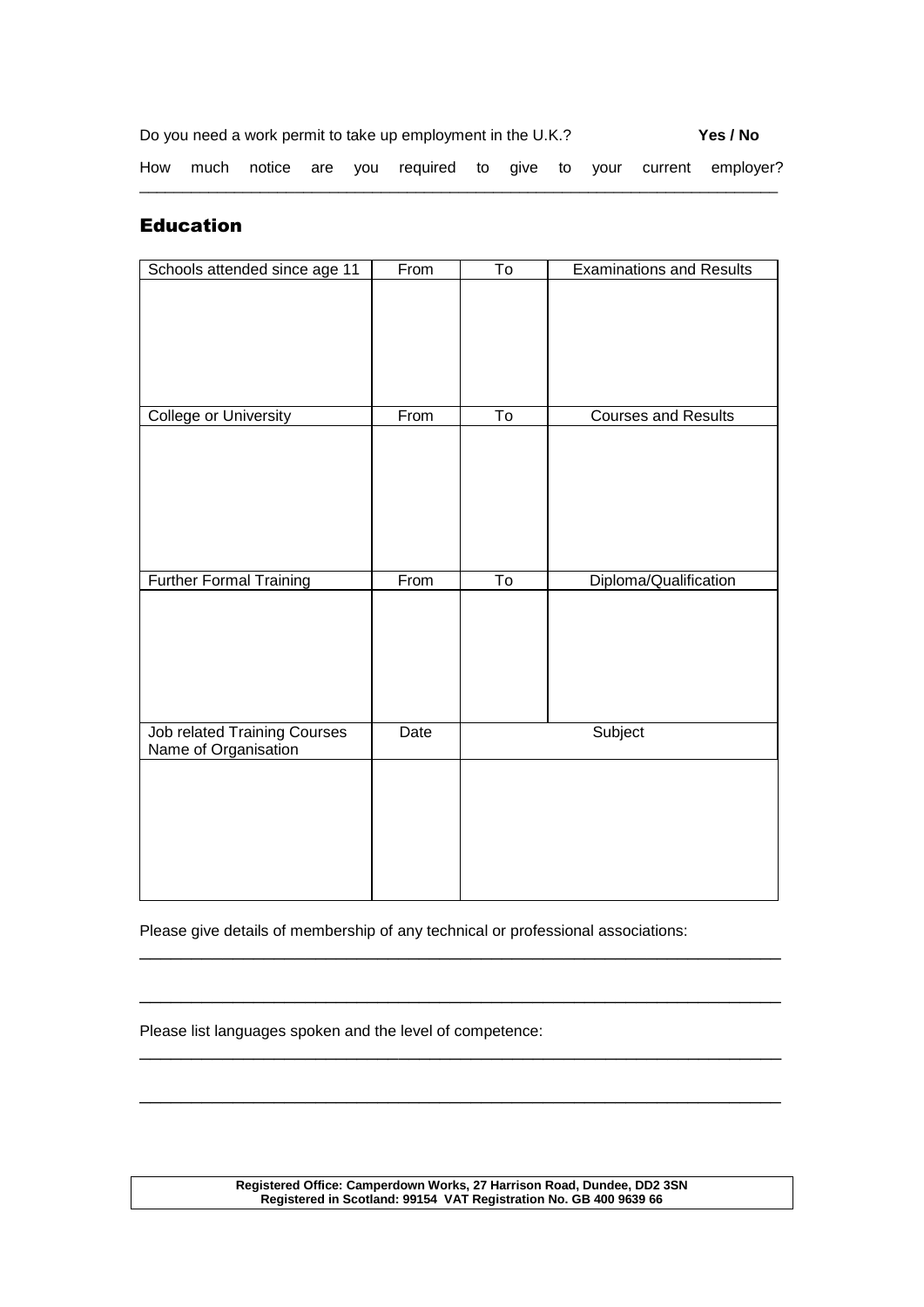Do you need a work permit to take up employment in the U.K.? **Yes / No**

How much notice are you required to give to your current employer? \_\_\_\_\_\_\_\_\_\_\_\_\_\_\_\_\_\_\_\_\_\_\_\_\_\_\_\_\_\_\_\_\_\_\_\_\_\_\_\_\_\_\_\_\_\_\_\_\_\_\_\_\_\_\_\_\_\_\_\_\_\_\_\_\_\_\_\_\_\_

## Education

| Schools attended since age 11 | From | To | Examinations and Results |
|---|---|---|---|
| | | | |

| College or University | From | To | Courses and Results |
|---|---|---|---|
| | | | |

| Further Formal Training | From | To | Diploma/Qualification |
|---|---|---|---|
| | | | |

| Job related Training Courses Name of Organisation | Date | Subject |
|---|---|---|
| | | |

Please give details of membership of any technical or professional associations:

\_\_\_\_\_\_\_\_\_\_\_\_\_\_\_\_\_\_\_\_\_\_\_\_\_\_\_\_\_\_\_\_\_\_\_\_\_\_\_\_\_\_\_\_\_\_\_\_\_\_\_\_\_\_\_\_\_\_\_\_\_\_\_\_\_\_\_\_\_\_

\_\_\_\_\_\_\_\_\_\_\_\_\_\_\_\_\_\_\_\_\_\_\_\_\_\_\_\_\_\_\_\_\_\_\_\_\_\_\_\_\_\_\_\_\_\_\_\_\_\_\_\_\_\_\_\_\_\_\_\_\_\_\_\_\_\_\_\_\_\_

Please list languages spoken and the level of competence:

\_\_\_\_\_\_\_\_\_\_\_\_\_\_\_\_\_\_\_\_\_\_\_\_\_\_\_\_\_\_\_\_\_\_\_\_\_\_\_\_\_\_\_\_\_\_\_\_\_\_\_\_\_\_\_\_\_\_\_\_\_\_\_\_\_\_\_\_\_\_

\_\_\_\_\_\_\_\_\_\_\_\_\_\_\_\_\_\_\_\_\_\_\_\_\_\_\_\_\_\_\_\_\_\_\_\_\_\_\_\_\_\_\_\_\_\_\_\_\_\_\_\_\_\_\_\_\_\_\_\_\_\_\_\_\_\_\_\_\_\_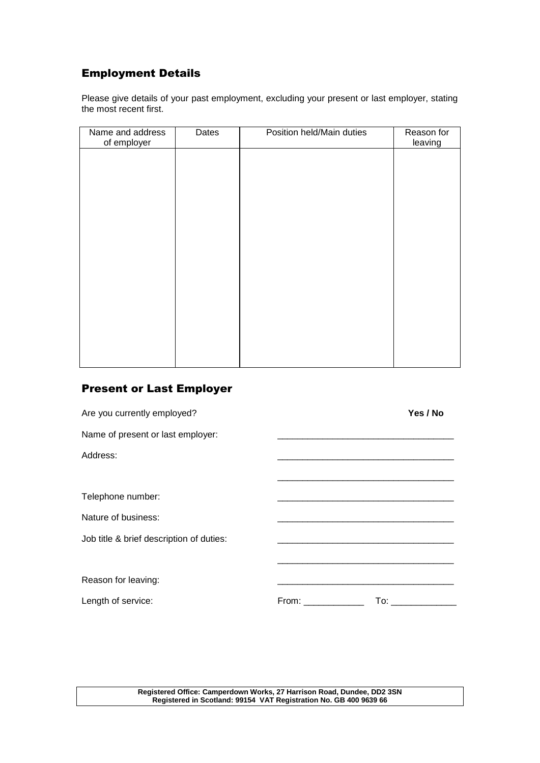## Employment Details

Please give details of your past employment, excluding your present or last employer, stating the most recent first.

| Name and address of employer | Dates | Position held/Main duties | Reason for leaving |
|---|---|---|---|
| | | | |

## Present or Last Employer

Are you currently employed? **Yes / No**

Name of present or last employer: ___________________________________

Address: ___________________________________

___________________________________

Telephone number: ___________________________________

Nature of business: ___________________________________

Job title & brief description of duties: ___________________________________

___________________________________

Reason for leaving: ___________________________________

Length of service: From: ____________ To: _____________

**Registered Office: Camperdown Works, 27 Harrison Road, Dundee, DD2 3SN**
**Registered in Scotland: 99154 VAT Registration No. GB 400 9639 66**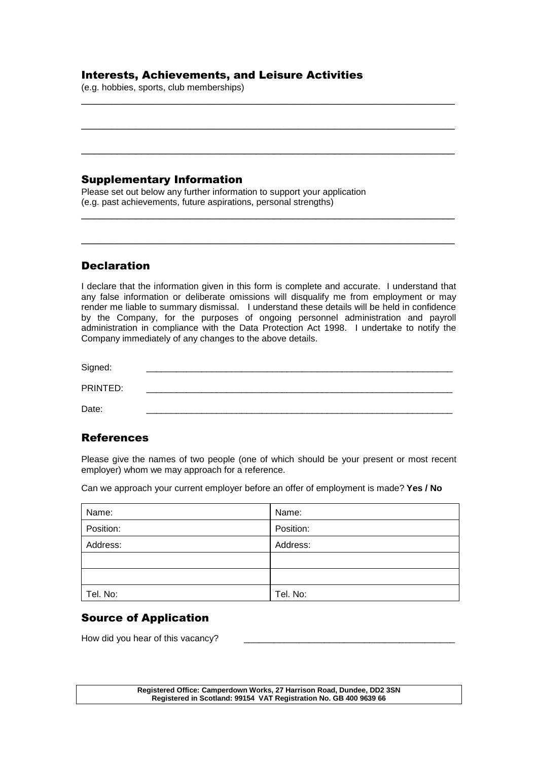## Interests, Achievements, and Leisure Activities

(e.g. hobbies, sports, club memberships)

______________________________________________________________________

______________________________________________________________________

______________________________________________________________________

## Supplementary Information

Please set out below any further information to support your application
(e.g. past achievements, future aspirations, personal strengths)

______________________________________________________________________

______________________________________________________________________

## Declaration

I declare that the information given in this form is complete and accurate. I understand that any false information or deliberate omissions will disqualify me from employment or may render me liable to summary dismissal. I understand these details will be held in confidence by the Company, for the purposes of ongoing personnel administration and payroll administration in compliance with the Data Protection Act 1998. I undertake to notify the Company immediately of any changes to the above details.

Signed: ____________________________________________________________

PRINTED: ____________________________________________________________

Date: ____________________________________________________________

## References

Please give the names of two people (one of which should be your present or most recent employer) whom we may approach for a reference.

Can we approach your current employer before an offer of employment is made? **Yes / No**

| | |
|---|---|
| Name: | Name: |
| Position: | Position: |
| Address: | Address: |
| | |
| | |
| Tel. No: | Tel. No: |

## Source of Application

How did you hear of this vacancy? ____________________________________________

**Registered Office: Camperdown Works, 27 Harrison Road, Dundee, DD2 3SN**
**Registered in Scotland: 99154 VAT Registration No. GB 400 9639 66**